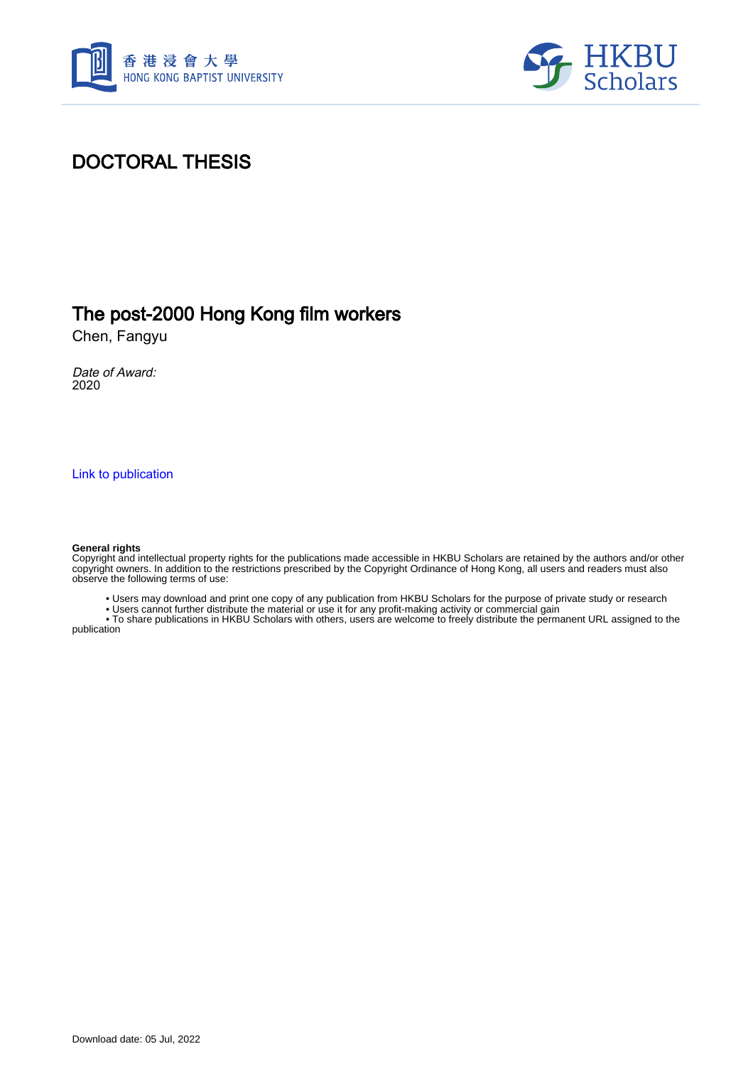# DOCTORAL THESIS

## The post-2000 Hong Kong film workers

Chen, Fangyu

*Date of Award:*
2020

Link to publication

**General rights**
Copyright and intellectual property rights for the publications made accessible in HKBU Scholars are retained by the authors and/or other copyright owners. In addition to the restrictions prescribed by the Copyright Ordinance of Hong Kong, all users and readers must also observe the following terms of use:

- Users may download and print one copy of any publication from HKBU Scholars for the purpose of private study or research
- Users cannot further distribute the material or use it for any profit-making activity or commercial gain
- To share publications in HKBU Scholars with others, users are welcome to freely distribute the permanent URL assigned to the publication

Download date: 05 Jul, 2022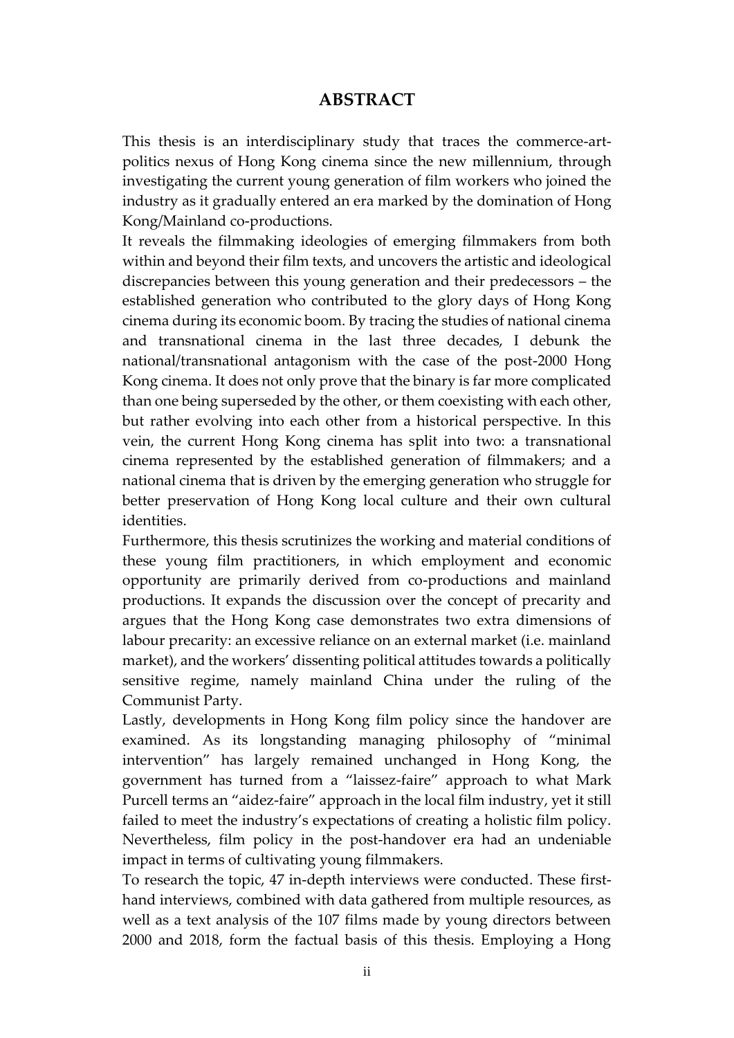# ABSTRACT

This thesis is an interdisciplinary study that traces the commerce-art-politics nexus of Hong Kong cinema since the new millennium, through investigating the current young generation of film workers who joined the industry as it gradually entered an era marked by the domination of Hong Kong/Mainland co-productions.

It reveals the filmmaking ideologies of emerging filmmakers from both within and beyond their film texts, and uncovers the artistic and ideological discrepancies between this young generation and their predecessors – the established generation who contributed to the glory days of Hong Kong cinema during its economic boom. By tracing the studies of national cinema and transnational cinema in the last three decades, I debunk the national/transnational antagonism with the case of the post-2000 Hong Kong cinema. It does not only prove that the binary is far more complicated than one being superseded by the other, or them coexisting with each other, but rather evolving into each other from a historical perspective. In this vein, the current Hong Kong cinema has split into two: a transnational cinema represented by the established generation of filmmakers; and a national cinema that is driven by the emerging generation who struggle for better preservation of Hong Kong local culture and their own cultural identities.

Furthermore, this thesis scrutinizes the working and material conditions of these young film practitioners, in which employment and economic opportunity are primarily derived from co-productions and mainland productions. It expands the discussion over the concept of precarity and argues that the Hong Kong case demonstrates two extra dimensions of labour precarity: an excessive reliance on an external market (i.e. mainland market), and the workers' dissenting political attitudes towards a politically sensitive regime, namely mainland China under the ruling of the Communist Party.

Lastly, developments in Hong Kong film policy since the handover are examined. As its longstanding managing philosophy of "minimal intervention" has largely remained unchanged in Hong Kong, the government has turned from a "laissez-faire" approach to what Mark Purcell terms an "aidez-faire" approach in the local film industry, yet it still failed to meet the industry's expectations of creating a holistic film policy. Nevertheless, film policy in the post-handover era had an undeniable impact in terms of cultivating young filmmakers.

To research the topic, 47 in-depth interviews were conducted. These first-hand interviews, combined with data gathered from multiple resources, as well as a text analysis of the 107 films made by young directors between 2000 and 2018, form the factual basis of this thesis. Employing a Hong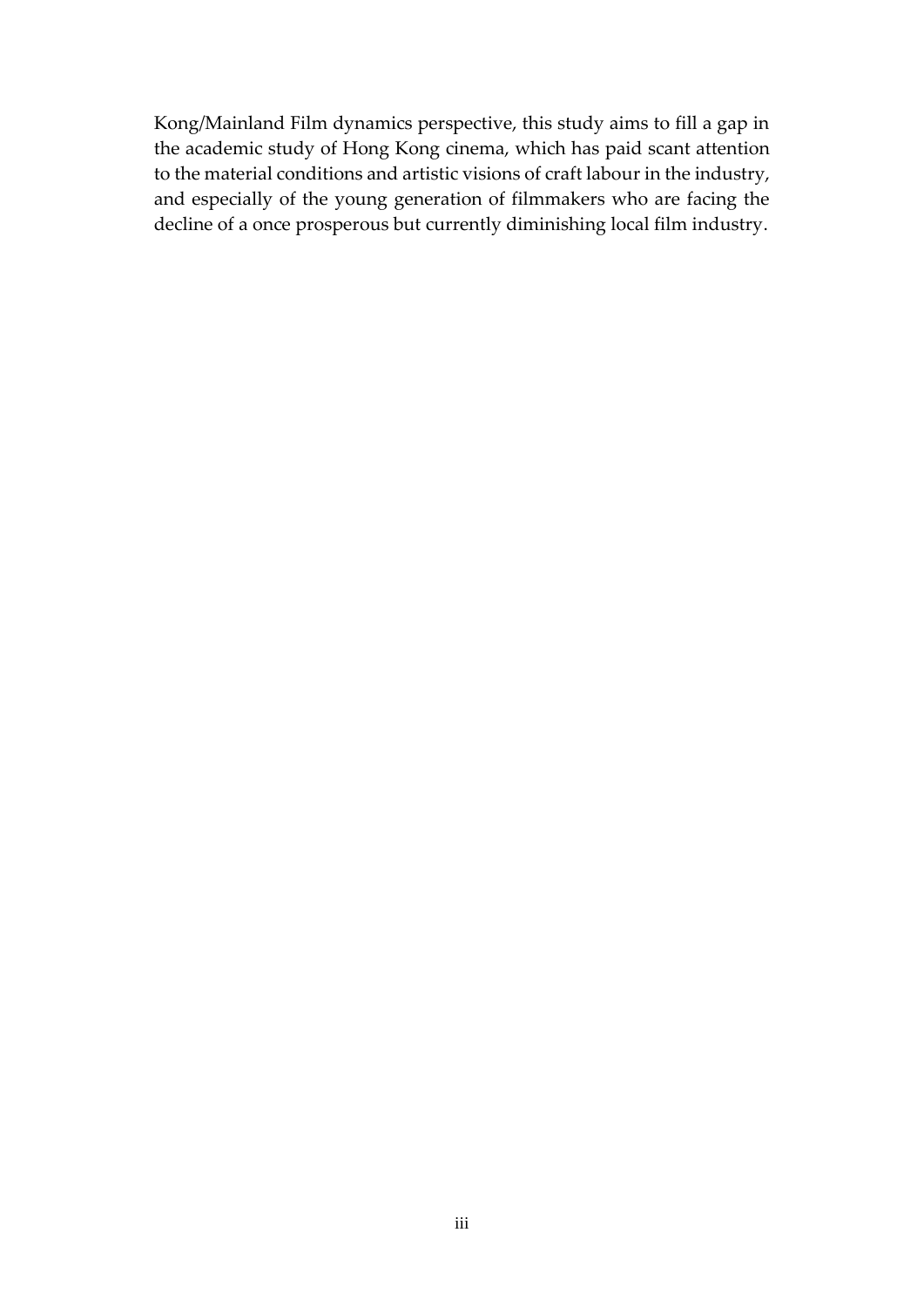Kong/Mainland Film dynamics perspective, this study aims to fill a gap in the academic study of Hong Kong cinema, which has paid scant attention to the material conditions and artistic visions of craft labour in the industry, and especially of the young generation of filmmakers who are facing the decline of a once prosperous but currently diminishing local film industry.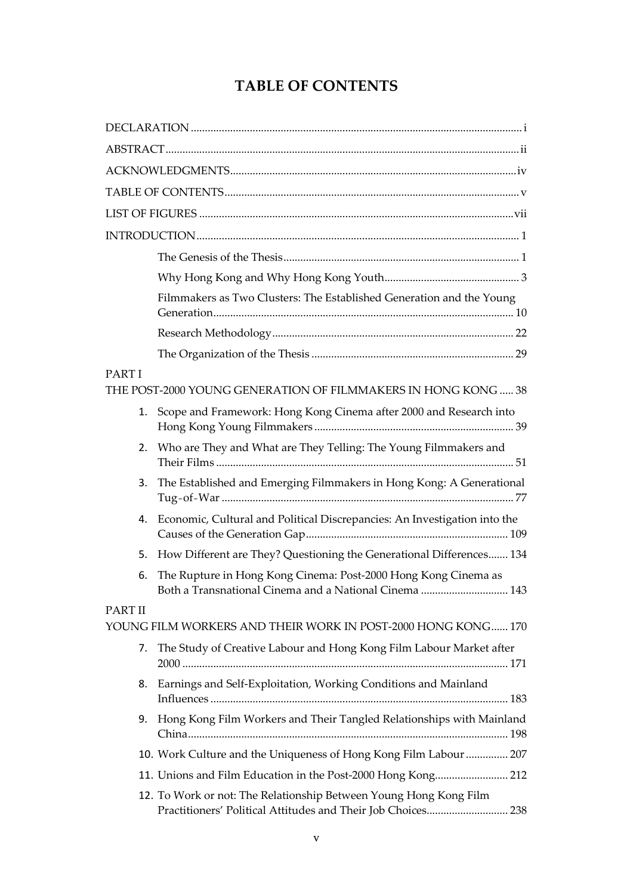# TABLE OF CONTENTS

DECLARATION ..... i

ABSTRACT ..... ii

ACKNOWLEDGMENTS ..... iv

TABLE OF CONTENTS ..... v

LIST OF FIGURES ..... vii

INTRODUCTION ..... 1

- The Genesis of the Thesis ..... 1
- Why Hong Kong and Why Hong Kong Youth ..... 3
- Filmmakers as Two Clusters: The Established Generation and the Young Generation ..... 10
- Research Methodology ..... 22
- The Organization of the Thesis ..... 29

PART I
THE POST-2000 YOUNG GENERATION OF FILMMAKERS IN HONG KONG ..... 38

1. Scope and Framework: Hong Kong Cinema after 2000 and Research into Hong Kong Young Filmmakers ..... 39
2. Who are They and What are They Telling: The Young Filmmakers and Their Films ..... 51
3. The Established and Emerging Filmmakers in Hong Kong: A Generational Tug-of-War ..... 77
4. Economic, Cultural and Political Discrepancies: An Investigation into the Causes of the Generation Gap ..... 109
5. How Different are They? Questioning the Generational Differences ..... 134
6. The Rupture in Hong Kong Cinema: Post-2000 Hong Kong Cinema as Both a Transnational Cinema and a National Cinema ..... 143

PART II
YOUNG FILM WORKERS AND THEIR WORK IN POST-2000 HONG KONG ..... 170

7. The Study of Creative Labour and Hong Kong Film Labour Market after 2000 ..... 171
8. Earnings and Self-Exploitation, Working Conditions and Mainland Influences ..... 183
9. Hong Kong Film Workers and Their Tangled Relationships with Mainland China ..... 198
10. Work Culture and the Uniqueness of Hong Kong Film Labour ..... 207
11. Unions and Film Education in the Post-2000 Hong Kong ..... 212
12. To Work or not: The Relationship Between Young Hong Kong Film Practitioners' Political Attitudes and Their Job Choices ..... 238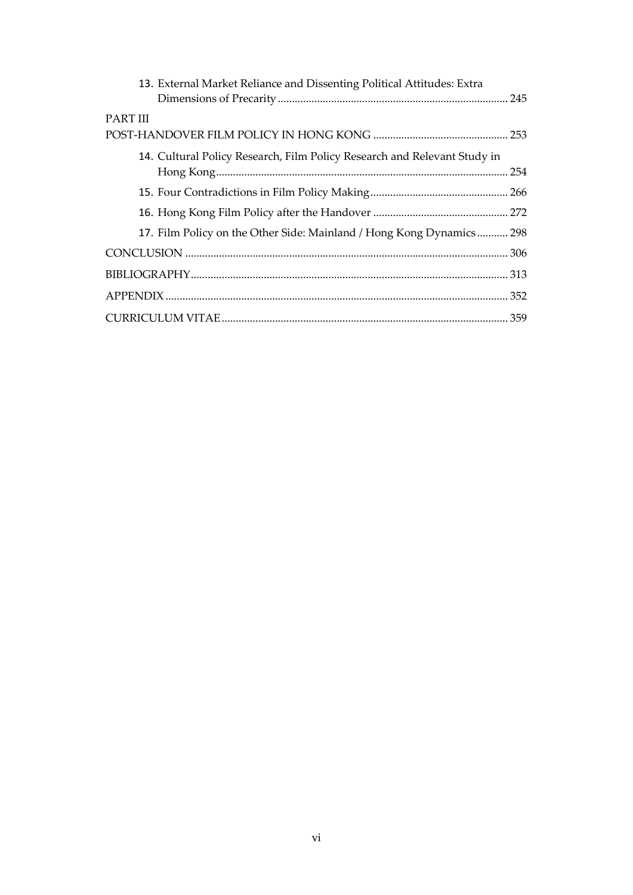13. External Market Reliance and Dissenting Political Attitudes: Extra Dimensions of Precarity ........ 245

PART III

POST-HANDOVER FILM POLICY IN HONG KONG ........ 253

14. Cultural Policy Research, Film Policy Research and Relevant Study in Hong Kong ........ 254

15. Four Contradictions in Film Policy Making ........ 266

16. Hong Kong Film Policy after the Handover ........ 272

17. Film Policy on the Other Side: Mainland / Hong Kong Dynamics ........ 298

CONCLUSION ........ 306

BIBLIOGRAPHY ........ 313

APPENDIX ........ 352

CURRICULUM VITAE ........ 359